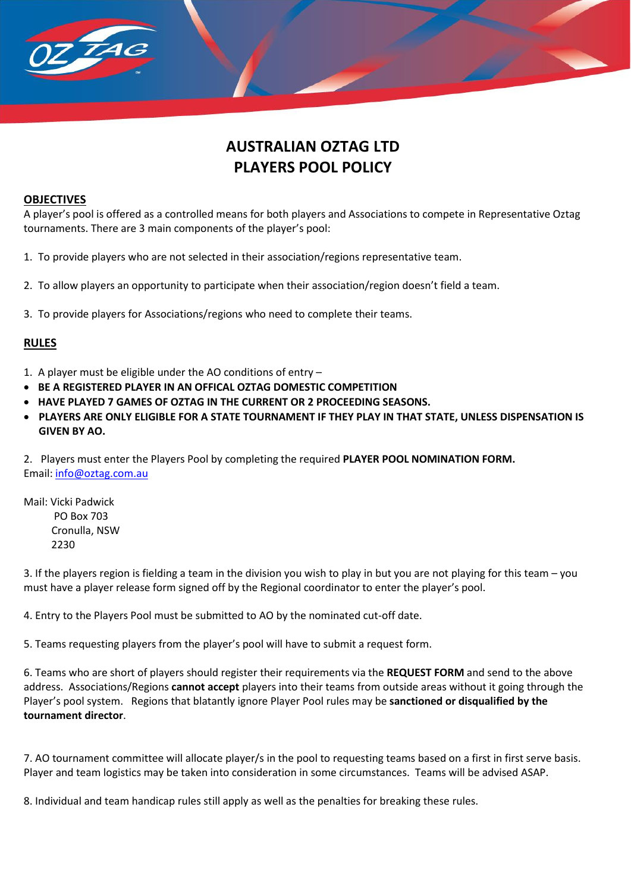# AUSTRALIAN OZTAG LTD
# PLAYERS POOL POLICY

## OBJECTIVES

A player's pool is offered as a controlled means for both players and Associations to compete in Representative Oztag tournaments. There are 3 main components of the player's pool:

1. To provide players who are not selected in their association/regions representative team.

2. To allow players an opportunity to participate when their association/region doesn't field a team.

3. To provide players for Associations/regions who need to complete their teams.

## RULES

1. A player must be eligible under the AO conditions of entry –
- **BE A REGISTERED PLAYER IN AN OFFICAL OZTAG DOMESTIC COMPETITION**
- **HAVE PLAYED 7 GAMES OF OZTAG IN THE CURRENT OR 2 PROCEEDING SEASONS.**
- **PLAYERS ARE ONLY ELIGIBLE FOR A STATE TOURNAMENT IF THEY PLAY IN THAT STATE, UNLESS DISPENSATION IS GIVEN BY AO.**

2. Players must enter the Players Pool by completing the required **PLAYER POOL NOMINATION FORM.**
Email: info@oztag.com.au

Mail: Vicki Padwick
PO Box 703
Cronulla, NSW
2230

3. If the players region is fielding a team in the division you wish to play in but you are not playing for this team – you must have a player release form signed off by the Regional coordinator to enter the player's pool.

4. Entry to the Players Pool must be submitted to AO by the nominated cut-off date.

5. Teams requesting players from the player's pool will have to submit a request form.

6. Teams who are short of players should register their requirements via the **REQUEST FORM** and send to the above address. Associations/Regions **cannot accept** players into their teams from outside areas without it going through the Player's pool system. Regions that blatantly ignore Player Pool rules may be **sanctioned or disqualified by the tournament director**.

7. AO tournament committee will allocate player/s in the pool to requesting teams based on a first in first serve basis. Player and team logistics may be taken into consideration in some circumstances. Teams will be advised ASAP.

8. Individual and team handicap rules still apply as well as the penalties for breaking these rules.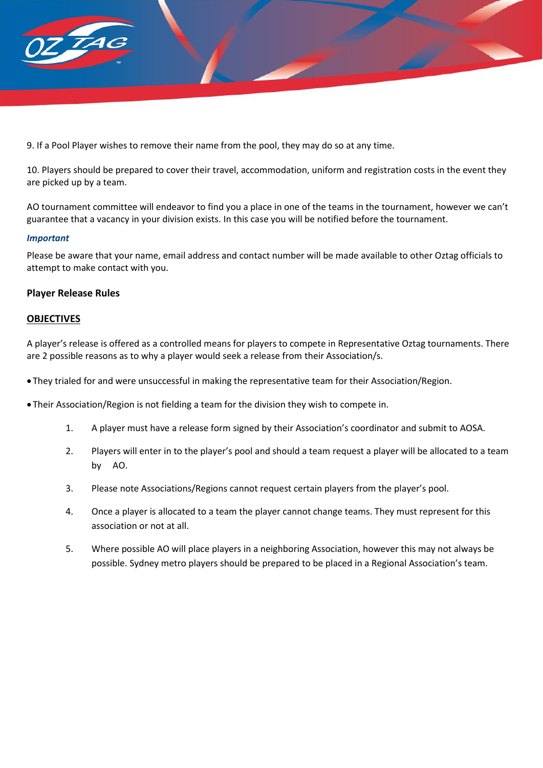9. If a Pool Player wishes to remove their name from the pool, they may do so at any time.

10. Players should be prepared to cover their travel, accommodation, uniform and registration costs in the event they are picked up by a team.

AO tournament committee will endeavor to find you a place in one of the teams in the tournament, however we can't guarantee that a vacancy in your division exists. In this case you will be notified before the tournament.

***Important***

Please be aware that your name, email address and contact number will be made available to other Oztag officials to attempt to make contact with you.

**Player Release Rules**

**OBJECTIVES**

A player's release is offered as a controlled means for players to compete in Representative Oztag tournaments. There are 2 possible reasons as to why a player would seek a release from their Association/s.

- They trialed for and were unsuccessful in making the representative team for their Association/Region.
- Their Association/Region is not fielding a team for the division they wish to compete in.

1. A player must have a release form signed by their Association's coordinator and submit to AOSA.
2. Players will enter in to the player's pool and should a team request a player will be allocated to a team by AO.
3. Please note Associations/Regions cannot request certain players from the player's pool.
4. Once a player is allocated to a team the player cannot change teams. They must represent for this association or not at all.
5. Where possible AO will place players in a neighboring Association, however this may not always be possible. Sydney metro players should be prepared to be placed in a Regional Association's team.